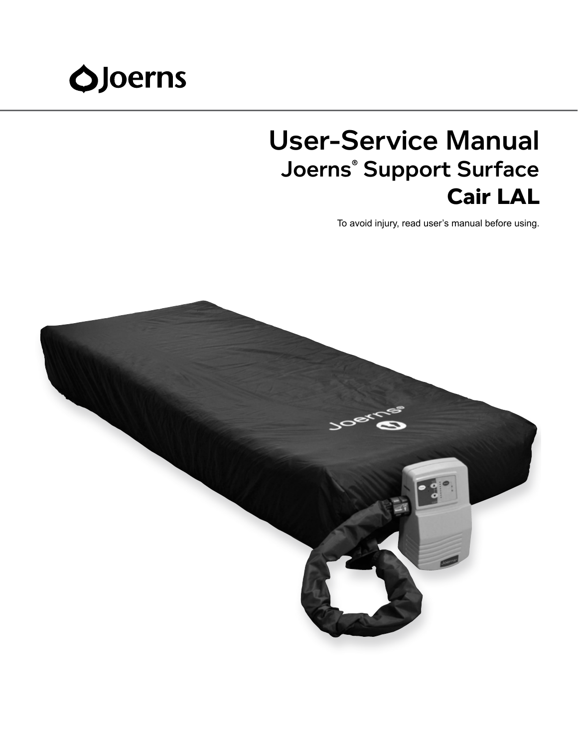Joerns

# User-Service Manual

## Joerns® Support Surface

## Cair LAL

To avoid injury, read user's manual before using.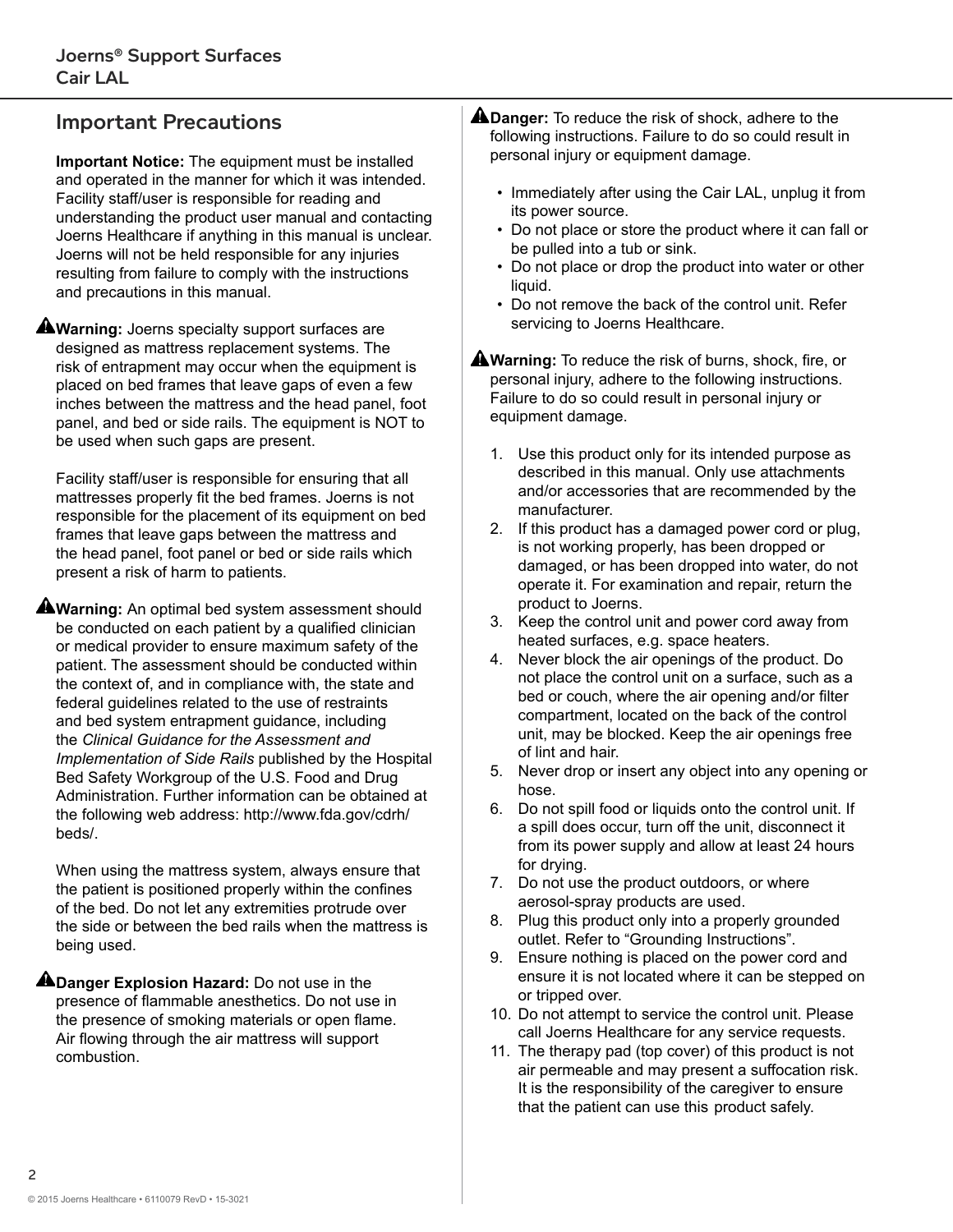## Important Precautions

**Important Notice:** The equipment must be installed and operated in the manner for which it was intended. Facility staff/user is responsible for reading and understanding the product user manual and contacting Joerns Healthcare if anything in this manual is unclear. Joerns will not be held responsible for any injuries resulting from failure to comply with the instructions and precautions in this manual.

⚠**Warning:** Joerns specialty support surfaces are designed as mattress replacement systems. The risk of entrapment may occur when the equipment is placed on bed frames that leave gaps of even a few inches between the mattress and the head panel, foot panel, and bed or side rails. The equipment is NOT to be used when such gaps are present.

Facility staff/user is responsible for ensuring that all mattresses properly fit the bed frames. Joerns is not responsible for the placement of its equipment on bed frames that leave gaps between the mattress and the head panel, foot panel or bed or side rails which present a risk of harm to patients.

⚠**Warning:** An optimal bed system assessment should be conducted on each patient by a qualified clinician or medical provider to ensure maximum safety of the patient. The assessment should be conducted within the context of, and in compliance with, the state and federal guidelines related to the use of restraints and bed system entrapment guidance, including the *Clinical Guidance for the Assessment and Implementation of Side Rails* published by the Hospital Bed Safety Workgroup of the U.S. Food and Drug Administration. Further information can be obtained at the following web address: http://www.fda.gov/cdrh/beds/.

When using the mattress system, always ensure that the patient is positioned properly within the confines of the bed. Do not let any extremities protrude over the side or between the bed rails when the mattress is being used.

⚠**Danger Explosion Hazard:** Do not use in the presence of flammable anesthetics. Do not use in the presence of smoking materials or open flame. Air flowing through the air mattress will support combustion.

⚠**Danger:** To reduce the risk of shock, adhere to the following instructions. Failure to do so could result in personal injury or equipment damage.

- Immediately after using the Cair LAL, unplug it from its power source.
- Do not place or store the product where it can fall or be pulled into a tub or sink.
- Do not place or drop the product into water or other liquid.
- Do not remove the back of the control unit. Refer servicing to Joerns Healthcare.

⚠**Warning:** To reduce the risk of burns, shock, fire, or personal injury, adhere to the following instructions. Failure to do so could result in personal injury or equipment damage.

1. Use this product only for its intended purpose as described in this manual. Only use attachments and/or accessories that are recommended by the manufacturer.
2. If this product has a damaged power cord or plug, is not working properly, has been dropped or damaged, or has been dropped into water, do not operate it. For examination and repair, return the product to Joerns.
3. Keep the control unit and power cord away from heated surfaces, e.g. space heaters.
4. Never block the air openings of the product. Do not place the control unit on a surface, such as a bed or couch, where the air opening and/or filter compartment, located on the back of the control unit, may be blocked. Keep the air openings free of lint and hair.
5. Never drop or insert any object into any opening or hose.
6. Do not spill food or liquids onto the control unit. If a spill does occur, turn off the unit, disconnect it from its power supply and allow at least 24 hours for drying.
7. Do not use the product outdoors, or where aerosol-spray products are used.
8. Plug this product only into a properly grounded outlet. Refer to “Grounding Instructions”.
9. Ensure nothing is placed on the power cord and ensure it is not located where it can be stepped on or tripped over.
10. Do not attempt to service the control unit. Please call Joerns Healthcare for any service requests.
11. The therapy pad (top cover) of this product is not air permeable and may present a suffocation risk. It is the responsibility of the caregiver to ensure that the patient can use this product safely.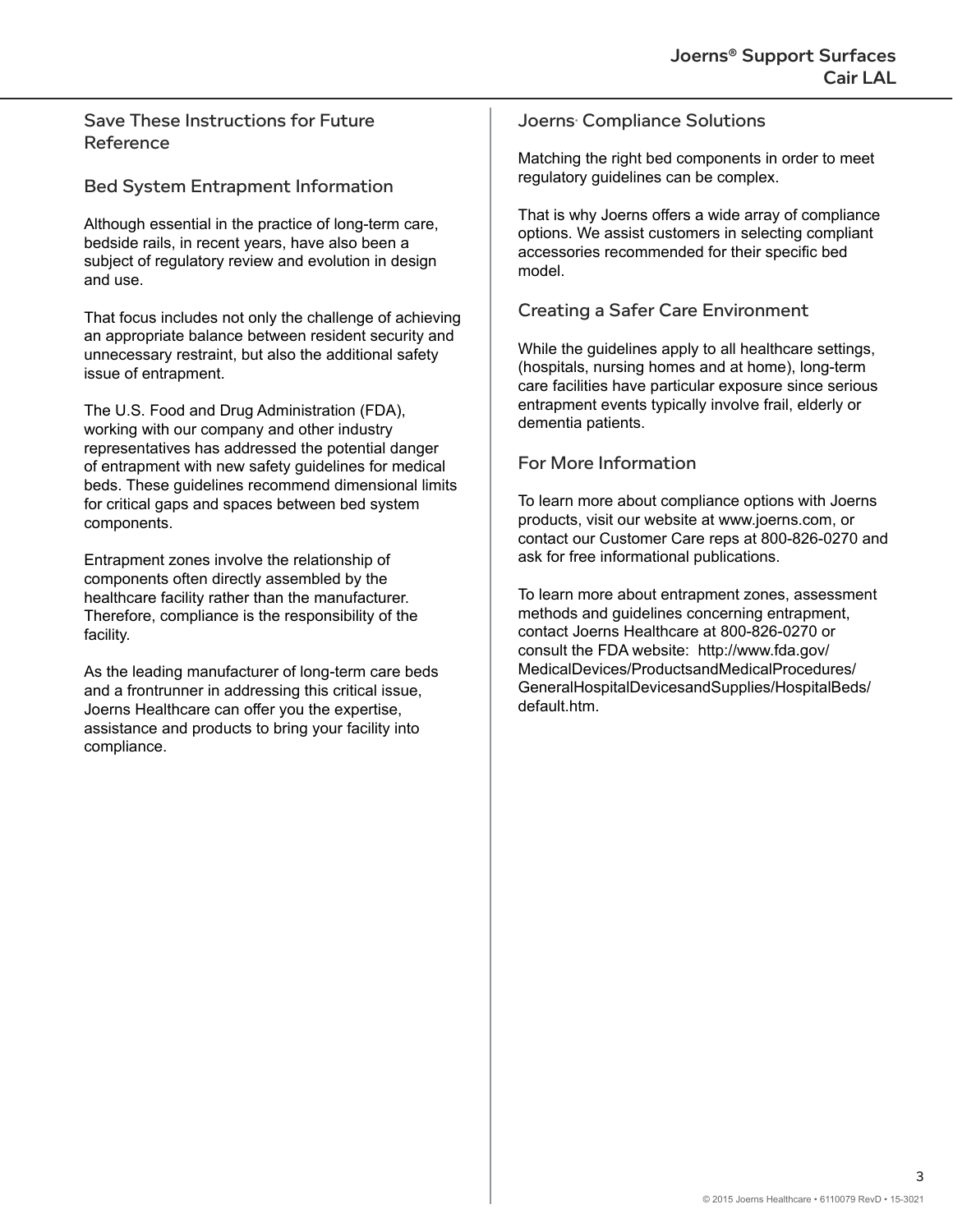## Save These Instructions for Future Reference

## Bed System Entrapment Information

Although essential in the practice of long-term care, bedside rails, in recent years, have also been a subject of regulatory review and evolution in design and use.

That focus includes not only the challenge of achieving an appropriate balance between resident security and unnecessary restraint, but also the additional safety issue of entrapment.

The U.S. Food and Drug Administration (FDA), working with our company and other industry representatives has addressed the potential danger of entrapment with new safety guidelines for medical beds. These guidelines recommend dimensional limits for critical gaps and spaces between bed system components.

Entrapment zones involve the relationship of components often directly assembled by the healthcare facility rather than the manufacturer. Therefore, compliance is the responsibility of the facility.

As the leading manufacturer of long-term care beds and a frontrunner in addressing this critical issue, Joerns Healthcare can offer you the expertise, assistance and products to bring your facility into compliance.

## Joerns® Compliance Solutions

Matching the right bed components in order to meet regulatory guidelines can be complex.

That is why Joerns offers a wide array of compliance options. We assist customers in selecting compliant accessories recommended for their specific bed model.

## Creating a Safer Care Environment

While the guidelines apply to all healthcare settings, (hospitals, nursing homes and at home), long-term care facilities have particular exposure since serious entrapment events typically involve frail, elderly or dementia patients.

## For More Information

To learn more about compliance options with Joerns products, visit our website at www.joerns.com, or contact our Customer Care reps at 800-826-0270 and ask for free informational publications.

To learn more about entrapment zones, assessment methods and guidelines concerning entrapment, contact Joerns Healthcare at 800-826-0270 or consult the FDA website: http://www.fda.gov/MedicalDevices/ProductsandMedicalProcedures/GeneralHospitalDevicesandSupplies/HospitalBeds/default.htm.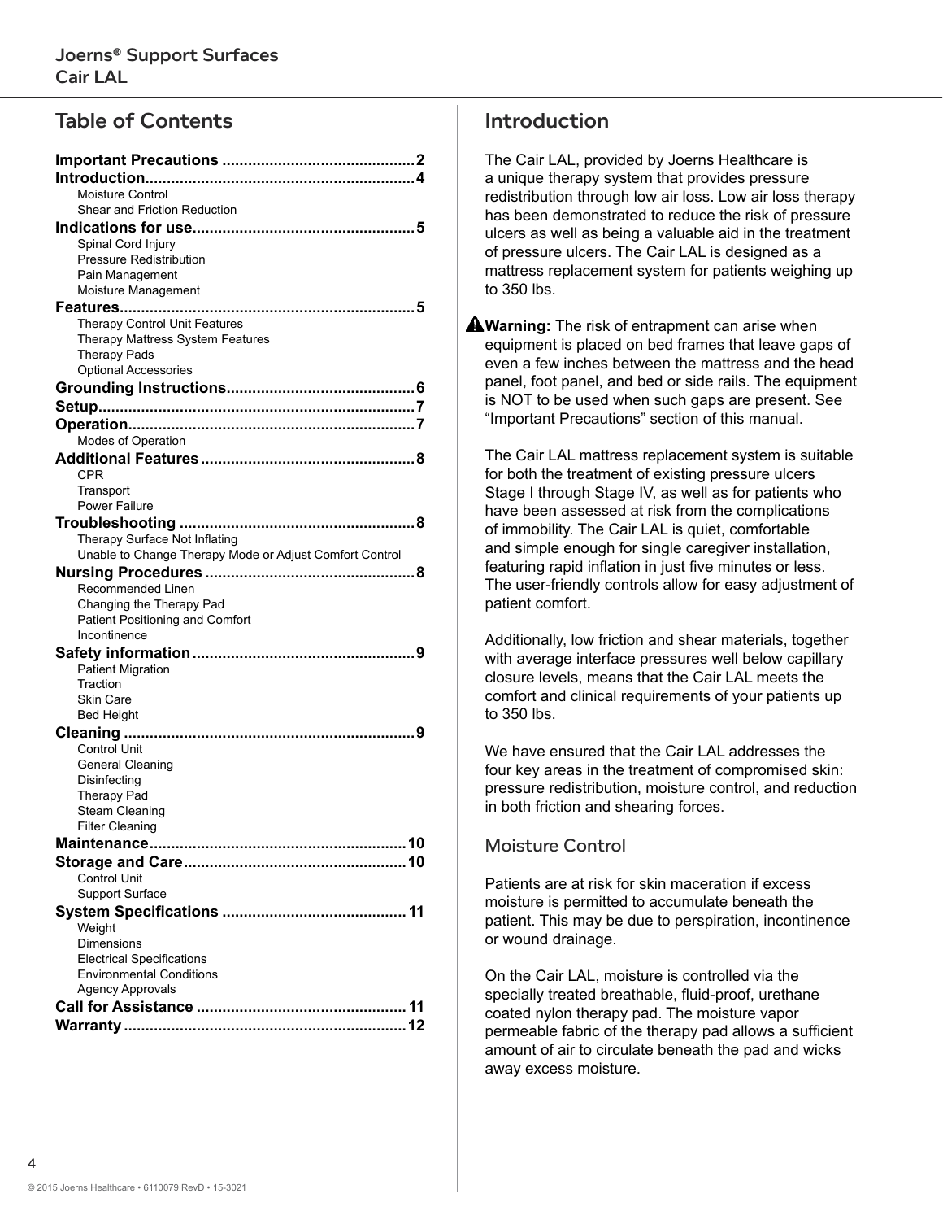## Table of Contents

**Important Precautions** ............................................ 2
**Introduction** ............................................................ 4
- Moisture Control
- Shear and Friction Reduction

**Indications for use** .................................................. 5
- Spinal Cord Injury
- Pressure Redistribution
- Pain Management
- Moisture Management

**Features** ................................................................... 5
- Therapy Control Unit Features
- Therapy Mattress System Features
- Therapy Pads
- Optional Accessories

**Grounding Instructions** ........................................... 6
**Setup** ........................................................................ 7
**Operation** .................................................................. 7
- Modes of Operation

**Additional Features** ................................................. 8
- CPR
- Transport
- Power Failure

**Troubleshooting** ...................................................... 8
- Therapy Surface Not Inflating
- Unable to Change Therapy Mode or Adjust Comfort Control

**Nursing Procedures** ................................................ 8
- Recommended Linen
- Changing the Therapy Pad
- Patient Positioning and Comfort
- Incontinence

**Safety information** ................................................... 9
- Patient Migration
- Traction
- Skin Care
- Bed Height

**Cleaning** ................................................................... 9
- Control Unit
- General Cleaning
- Disinfecting
- Therapy Pad
- Steam Cleaning
- Filter Cleaning

**Maintenance** .......................................................... 10
**Storage and Care** ................................................... 10
- Control Unit
- Support Surface

**System Specifications** .......................................... 11
- Weight
- Dimensions
- Electrical Specifications
- Environmental Conditions
- Agency Approvals

**Call for Assistance** ................................................ 11
**Warranty** ................................................................ 12

## Introduction

The Cair LAL, provided by Joerns Healthcare is a unique therapy system that provides pressure redistribution through low air loss. Low air loss therapy has been demonstrated to reduce the risk of pressure ulcers as well as being a valuable aid in the treatment of pressure ulcers. The Cair LAL is designed as a mattress replacement system for patients weighing up to 350 lbs.

⚠ **Warning:** The risk of entrapment can arise when equipment is placed on bed frames that leave gaps of even a few inches between the mattress and the head panel, foot panel, and bed or side rails. The equipment is NOT to be used when such gaps are present. See "Important Precautions" section of this manual.

The Cair LAL mattress replacement system is suitable for both the treatment of existing pressure ulcers Stage I through Stage IV, as well as for patients who have been assessed at risk from the complications of immobility. The Cair LAL is quiet, comfortable and simple enough for single caregiver installation, featuring rapid inflation in just five minutes or less. The user-friendly controls allow for easy adjustment of patient comfort.

Additionally, low friction and shear materials, together with average interface pressures well below capillary closure levels, means that the Cair LAL meets the comfort and clinical requirements of your patients up to 350 lbs.

We have ensured that the Cair LAL addresses the four key areas in the treatment of compromised skin: pressure redistribution, moisture control, and reduction in both friction and shearing forces.

### Moisture Control

Patients are at risk for skin maceration if excess moisture is permitted to accumulate beneath the patient. This may be due to perspiration, incontinence or wound drainage.

On the Cair LAL, moisture is controlled via the specially treated breathable, fluid-proof, urethane coated nylon therapy pad. The moisture vapor permeable fabric of the therapy pad allows a sufficient amount of air to circulate beneath the pad and wicks away excess moisture.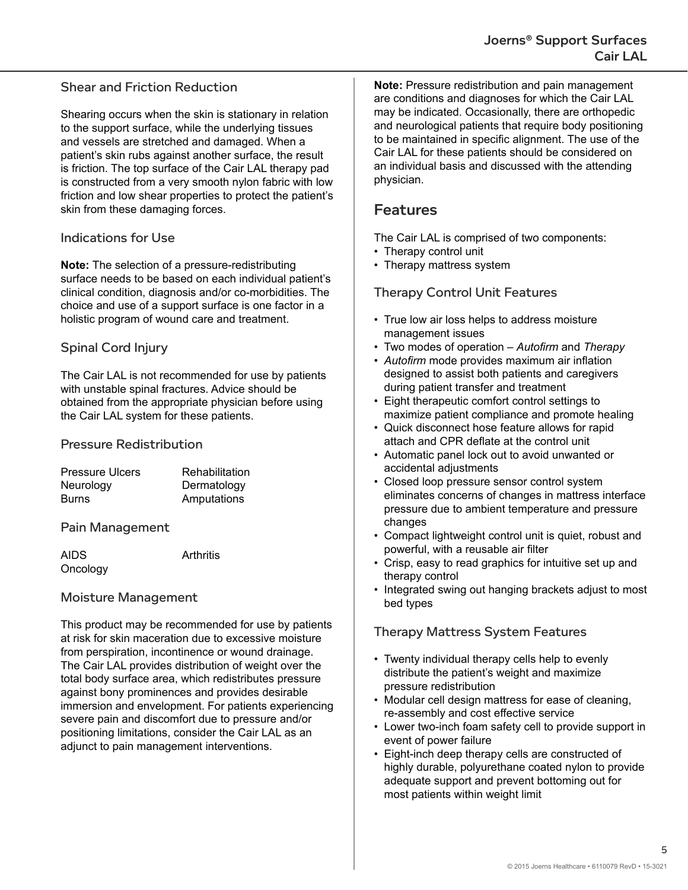### Shear and Friction Reduction

Shearing occurs when the skin is stationary in relation to the support surface, while the underlying tissues and vessels are stretched and damaged. When a patient's skin rubs against another surface, the result is friction. The top surface of the Cair LAL therapy pad is constructed from a very smooth nylon fabric with low friction and low shear properties to protect the patient's skin from these damaging forces.

### Indications for Use

**Note:** The selection of a pressure-redistributing surface needs to be based on each individual patient's clinical condition, diagnosis and/or co-morbidities. The choice and use of a support surface is one factor in a holistic program of wound care and treatment.

### Spinal Cord Injury

The Cair LAL is not recommended for use by patients with unstable spinal fractures. Advice should be obtained from the appropriate physician before using the Cair LAL system for these patients.

### Pressure Redistribution

| | |
|---|---|
| Pressure Ulcers | Rehabilitation |
| Neurology | Dermatology |
| Burns | Amputations |

### Pain Management

| | |
|---|---|
| AIDS | Arthritis |
| Oncology | |

### Moisture Management

This product may be recommended for use by patients at risk for skin maceration due to excessive moisture from perspiration, incontinence or wound drainage. The Cair LAL provides distribution of weight over the total body surface area, which redistributes pressure against bony prominences and provides desirable immersion and envelopment. For patients experiencing severe pain and discomfort due to pressure and/or positioning limitations, consider the Cair LAL as an adjunct to pain management interventions.

**Note:** Pressure redistribution and pain management are conditions and diagnoses for which the Cair LAL may be indicated. Occasionally, there are orthopedic and neurological patients that require body positioning to be maintained in specific alignment. The use of the Cair LAL for these patients should be considered on an individual basis and discussed with the attending physician.

## Features

The Cair LAL is comprised of two components:

- Therapy control unit
- Therapy mattress system

### Therapy Control Unit Features

- True low air loss helps to address moisture management issues
- Two modes of operation – *Autofirm* and *Therapy*
- *Autofirm* mode provides maximum air inflation designed to assist both patients and caregivers during patient transfer and treatment
- Eight therapeutic comfort control settings to maximize patient compliance and promote healing
- Quick disconnect hose feature allows for rapid attach and CPR deflate at the control unit
- Automatic panel lock out to avoid unwanted or accidental adjustments
- Closed loop pressure sensor control system eliminates concerns of changes in mattress interface pressure due to ambient temperature and pressure changes
- Compact lightweight control unit is quiet, robust and powerful, with a reusable air filter
- Crisp, easy to read graphics for intuitive set up and therapy control
- Integrated swing out hanging brackets adjust to most bed types

### Therapy Mattress System Features

- Twenty individual therapy cells help to evenly distribute the patient's weight and maximize pressure redistribution
- Modular cell design mattress for ease of cleaning, re-assembly and cost effective service
- Lower two-inch foam safety cell to provide support in event of power failure
- Eight-inch deep therapy cells are constructed of highly durable, polyurethane coated nylon to provide adequate support and prevent bottoming out for most patients within weight limit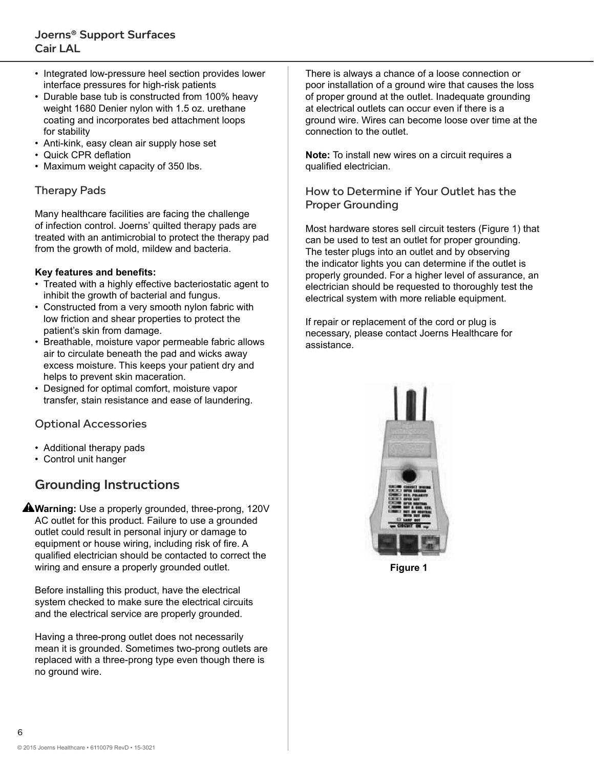- Integrated low-pressure heel section provides lower interface pressures for high-risk patients
- Durable base tub is constructed from 100% heavy weight 1680 Denier nylon with 1.5 oz. urethane coating and incorporates bed attachment loops for stability
- Anti-kink, easy clean air supply hose set
- Quick CPR deflation
- Maximum weight capacity of 350 lbs.

### Therapy Pads

Many healthcare facilities are facing the challenge of infection control. Joerns' quilted therapy pads are treated with an antimicrobial to protect the therapy pad from the growth of mold, mildew and bacteria.

**Key features and benefits:**

- Treated with a highly effective bacteriostatic agent to inhibit the growth of bacterial and fungus.
- Constructed from a very smooth nylon fabric with low friction and shear properties to protect the patient's skin from damage.
- Breathable, moisture vapor permeable fabric allows air to circulate beneath the pad and wicks away excess moisture. This keeps your patient dry and helps to prevent skin maceration.
- Designed for optimal comfort, moisture vapor transfer, stain resistance and ease of laundering.

### Optional Accessories

- Additional therapy pads
- Control unit hanger

## Grounding Instructions

⚠**Warning:** Use a properly grounded, three-prong, 120V AC outlet for this product. Failure to use a grounded outlet could result in personal injury or damage to equipment or house wiring, including risk of fire. A qualified electrician should be contacted to correct the wiring and ensure a properly grounded outlet.

Before installing this product, have the electrical system checked to make sure the electrical circuits and the electrical service are properly grounded.

Having a three-prong outlet does not necessarily mean it is grounded. Sometimes two-prong outlets are replaced with a three-prong type even though there is no ground wire.

There is always a chance of a loose connection or poor installation of a ground wire that causes the loss of proper ground at the outlet. Inadequate grounding at electrical outlets can occur even if there is a ground wire. Wires can become loose over time at the connection to the outlet.

**Note:** To install new wires on a circuit requires a qualified electrician.

### How to Determine if Your Outlet has the Proper Grounding

Most hardware stores sell circuit testers (Figure 1) that can be used to test an outlet for proper grounding. The tester plugs into an outlet and by observing the indicator lights you can determine if the outlet is properly grounded. For a higher level of assurance, an electrician should be requested to thoroughly test the electrical system with more reliable equipment.

If repair or replacement of the cord or plug is necessary, please contact Joerns Healthcare for assistance.

**Figure 1**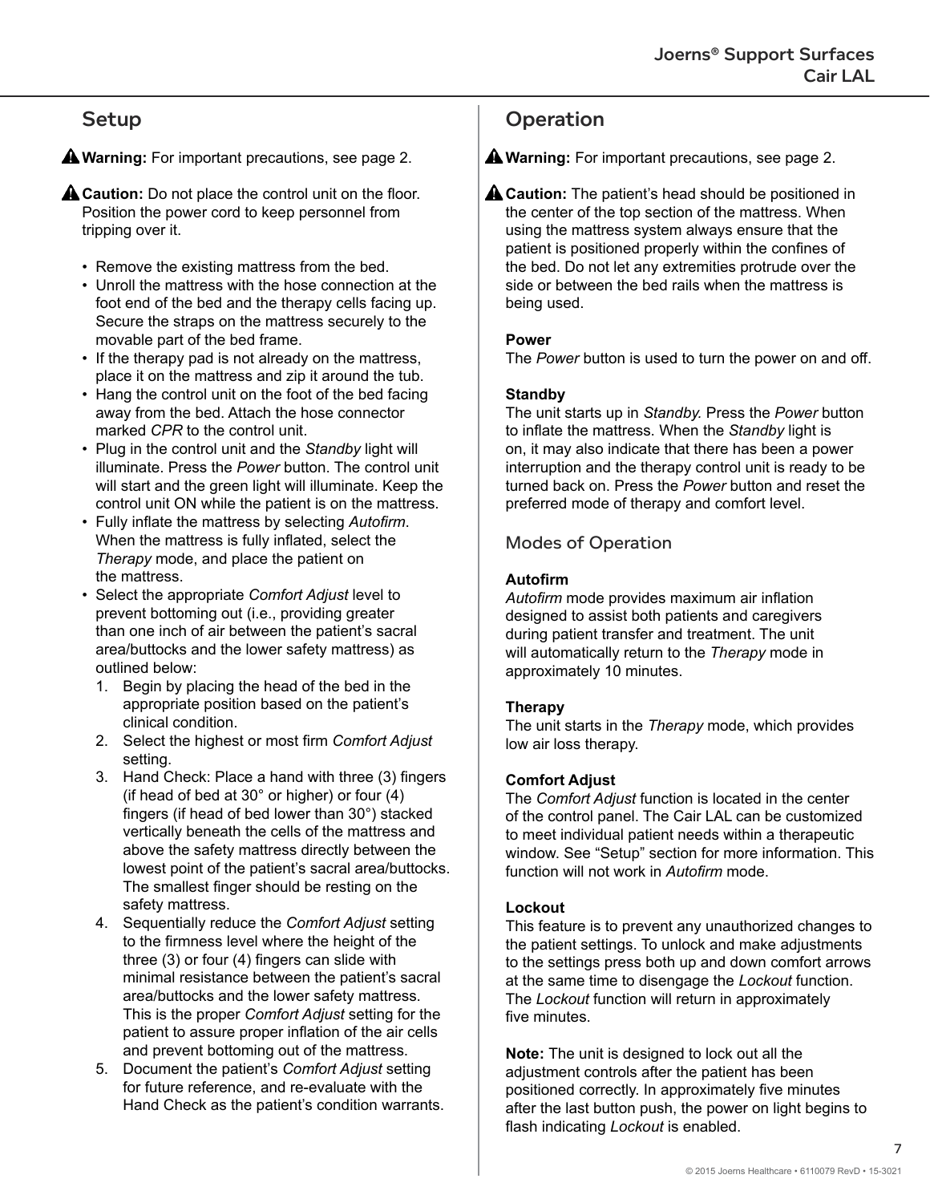## Setup

⚠ **Warning:** For important precautions, see page 2.

⚠ **Caution:** Do not place the control unit on the floor. Position the power cord to keep personnel from tripping over it.

- Remove the existing mattress from the bed.
- Unroll the mattress with the hose connection at the foot end of the bed and the therapy cells facing up. Secure the straps on the mattress securely to the movable part of the bed frame.
- If the therapy pad is not already on the mattress, place it on the mattress and zip it around the tub.
- Hang the control unit on the foot of the bed facing away from the bed. Attach the hose connector marked *CPR* to the control unit.
- Plug in the control unit and the *Standby* light will illuminate. Press the *Power* button. The control unit will start and the green light will illuminate. Keep the control unit ON while the patient is on the mattress.
- Fully inflate the mattress by selecting *Autofirm*. When the mattress is fully inflated, select the *Therapy* mode, and place the patient on the mattress.
- Select the appropriate *Comfort Adjust* level to prevent bottoming out (i.e., providing greater than one inch of air between the patient's sacral area/buttocks and the lower safety mattress) as outlined below:
  1. Begin by placing the head of the bed in the appropriate position based on the patient's clinical condition.
  2. Select the highest or most firm *Comfort Adjust* setting.
  3. Hand Check: Place a hand with three (3) fingers (if head of bed at 30° or higher) or four (4) fingers (if head of bed lower than 30°) stacked vertically beneath the cells of the mattress and above the safety mattress directly between the lowest point of the patient's sacral area/buttocks. The smallest finger should be resting on the safety mattress.
  4. Sequentially reduce the *Comfort Adjust* setting to the firmness level where the height of the three (3) or four (4) fingers can slide with minimal resistance between the patient's sacral area/buttocks and the lower safety mattress. This is the proper *Comfort Adjust* setting for the patient to assure proper inflation of the air cells and prevent bottoming out of the mattress.
  5. Document the patient's *Comfort Adjust* setting for future reference, and re-evaluate with the Hand Check as the patient's condition warrants.

## Operation

⚠ **Warning:** For important precautions, see page 2.

⚠ **Caution:** The patient's head should be positioned in the center of the top section of the mattress. When using the mattress system always ensure that the patient is positioned properly within the confines of the bed. Do not let any extremities protrude over the side or between the bed rails when the mattress is being used.

**Power**
The *Power* button is used to turn the power on and off.

**Standby**
The unit starts up in *Standby.* Press the *Power* button to inflate the mattress. When the *Standby* light is on, it may also indicate that there has been a power interruption and the therapy control unit is ready to be turned back on. Press the *Power* button and reset the preferred mode of therapy and comfort level.

### Modes of Operation

**Autofirm**
*Autofirm* mode provides maximum air inflation designed to assist both patients and caregivers during patient transfer and treatment. The unit will automatically return to the *Therapy* mode in approximately 10 minutes.

**Therapy**
The unit starts in the *Therapy* mode, which provides low air loss therapy.

**Comfort Adjust**
The *Comfort Adjust* function is located in the center of the control panel. The Cair LAL can be customized to meet individual patient needs within a therapeutic window. See "Setup" section for more information. This function will not work in *Autofirm* mode.

**Lockout**
This feature is to prevent any unauthorized changes to the patient settings. To unlock and make adjustments to the settings press both up and down comfort arrows at the same time to disengage the *Lockout* function. The *Lockout* function will return in approximately five minutes.

**Note:** The unit is designed to lock out all the adjustment controls after the patient has been positioned correctly. In approximately five minutes after the last button push, the power on light begins to flash indicating *Lockout* is enabled.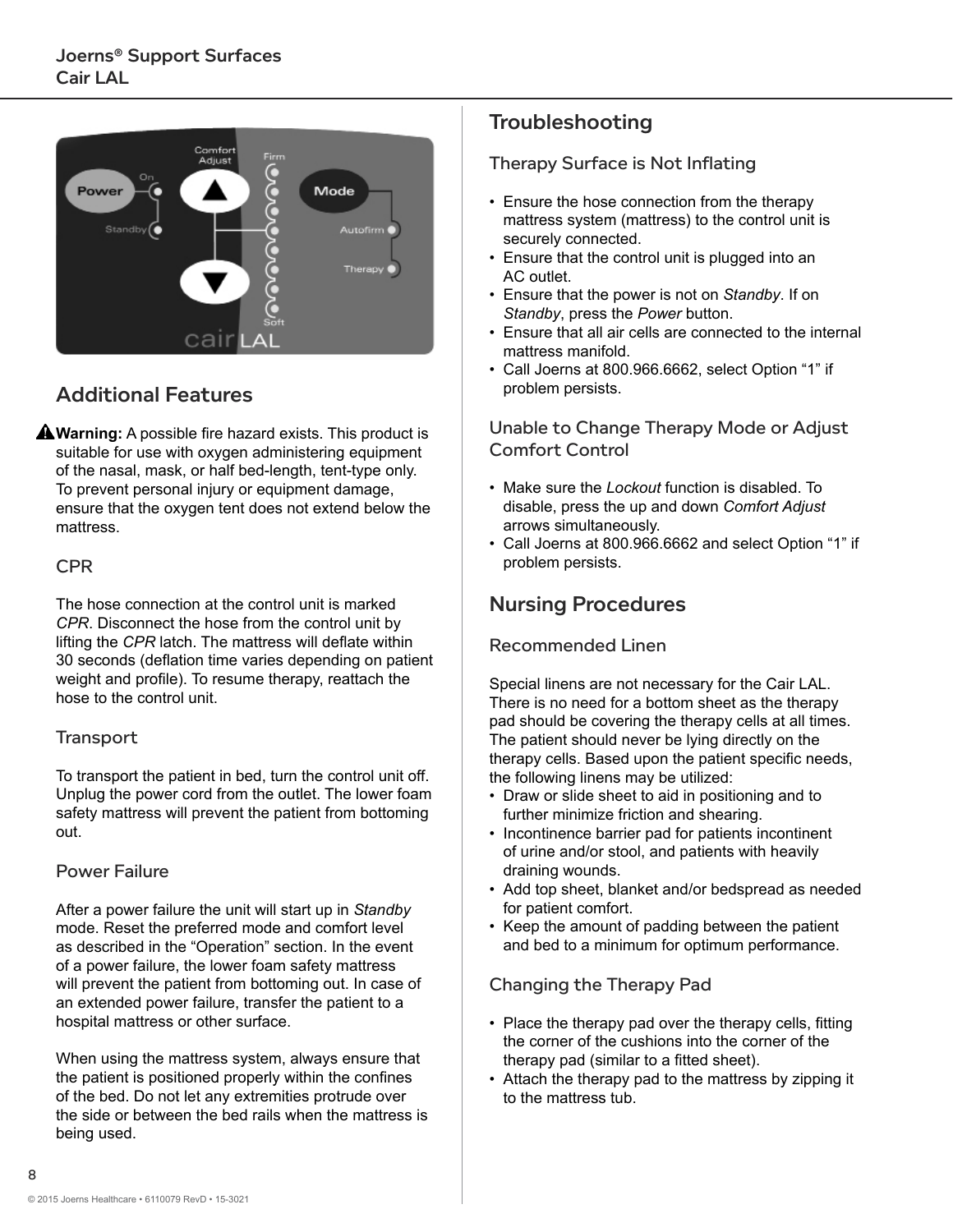## Additional Features

⚠ **Warning:** A possible fire hazard exists. This product is suitable for use with oxygen administering equipment of the nasal, mask, or half bed-length, tent-type only. To prevent personal injury or equipment damage, ensure that the oxygen tent does not extend below the mattress.

### CPR

The hose connection at the control unit is marked *CPR*. Disconnect the hose from the control unit by lifting the *CPR* latch. The mattress will deflate within 30 seconds (deflation time varies depending on patient weight and profile). To resume therapy, reattach the hose to the control unit.

### Transport

To transport the patient in bed, turn the control unit off. Unplug the power cord from the outlet. The lower foam safety mattress will prevent the patient from bottoming out.

### Power Failure

After a power failure the unit will start up in *Standby* mode. Reset the preferred mode and comfort level as described in the "Operation" section. In the event of a power failure, the lower foam safety mattress will prevent the patient from bottoming out. In case of an extended power failure, transfer the patient to a hospital mattress or other surface.

When using the mattress system, always ensure that the patient is positioned properly within the confines of the bed. Do not let any extremities protrude over the side or between the bed rails when the mattress is being used.

## Troubleshooting

### Therapy Surface is Not Inflating

- Ensure the hose connection from the therapy mattress system (mattress) to the control unit is securely connected.
- Ensure that the control unit is plugged into an AC outlet.
- Ensure that the power is not on *Standby*. If on *Standby*, press the *Power* button.
- Ensure that all air cells are connected to the internal mattress manifold.
- Call Joerns at 800.966.6662, select Option "1" if problem persists.

### Unable to Change Therapy Mode or Adjust Comfort Control

- Make sure the *Lockout* function is disabled. To disable, press the up and down *Comfort Adjust* arrows simultaneously.
- Call Joerns at 800.966.6662 and select Option "1" if problem persists.

## Nursing Procedures

### Recommended Linen

Special linens are not necessary for the Cair LAL. There is no need for a bottom sheet as the therapy pad should be covering the therapy cells at all times. The patient should never be lying directly on the therapy cells. Based upon the patient specific needs, the following linens may be utilized:

- Draw or slide sheet to aid in positioning and to further minimize friction and shearing.
- Incontinence barrier pad for patients incontinent of urine and/or stool, and patients with heavily draining wounds.
- Add top sheet, blanket and/or bedspread as needed for patient comfort.
- Keep the amount of padding between the patient and bed to a minimum for optimum performance.

### Changing the Therapy Pad

- Place the therapy pad over the therapy cells, fitting the corner of the cushions into the corner of the therapy pad (similar to a fitted sheet).
- Attach the therapy pad to the mattress by zipping it to the mattress tub.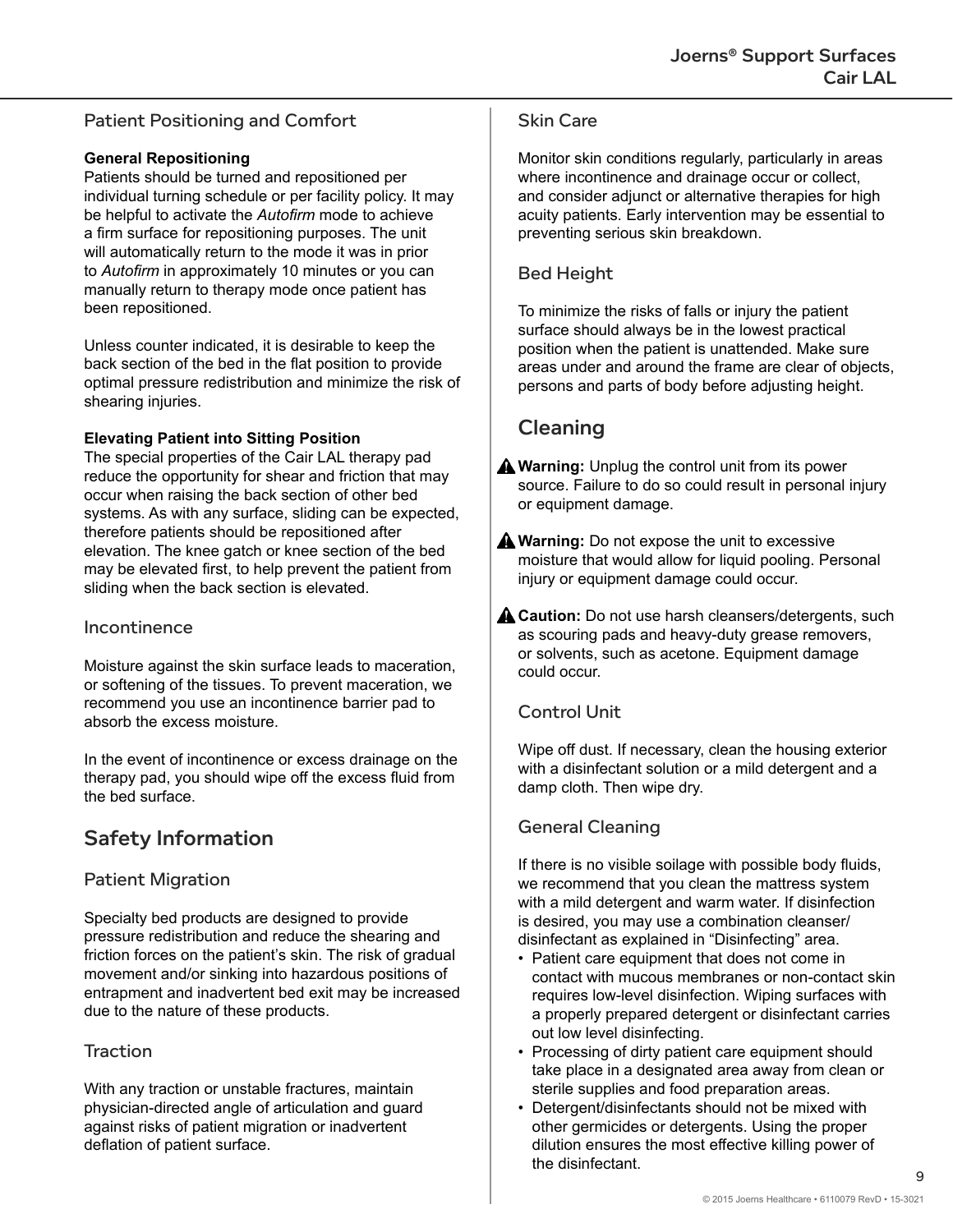### Patient Positioning and Comfort

**General Repositioning**
Patients should be turned and repositioned per individual turning schedule or per facility policy. It may be helpful to activate the *Autofirm* mode to achieve a firm surface for repositioning purposes. The unit will automatically return to the mode it was in prior to *Autofirm* in approximately 10 minutes or you can manually return to therapy mode once patient has been repositioned.

Unless counter indicated, it is desirable to keep the back section of the bed in the flat position to provide optimal pressure redistribution and minimize the risk of shearing injuries.

**Elevating Patient into Sitting Position**
The special properties of the Cair LAL therapy pad reduce the opportunity for shear and friction that may occur when raising the back section of other bed systems. As with any surface, sliding can be expected, therefore patients should be repositioned after elevation. The knee gatch or knee section of the bed may be elevated first, to help prevent the patient from sliding when the back section is elevated.

### Incontinence

Moisture against the skin surface leads to maceration, or softening of the tissues. To prevent maceration, we recommend you use an incontinence barrier pad to absorb the excess moisture.

In the event of incontinence or excess drainage on the therapy pad, you should wipe off the excess fluid from the bed surface.

## Safety Information

### Patient Migration

Specialty bed products are designed to provide pressure redistribution and reduce the shearing and friction forces on the patient's skin. The risk of gradual movement and/or sinking into hazardous positions of entrapment and inadvertent bed exit may be increased due to the nature of these products.

### Traction

With any traction or unstable fractures, maintain physician-directed angle of articulation and guard against risks of patient migration or inadvertent deflation of patient surface.

### Skin Care

Monitor skin conditions regularly, particularly in areas where incontinence and drainage occur or collect, and consider adjunct or alternative therapies for high acuity patients. Early intervention may be essential to preventing serious skin breakdown.

### Bed Height

To minimize the risks of falls or injury the patient surface should always be in the lowest practical position when the patient is unattended. Make sure areas under and around the frame are clear of objects, persons and parts of body before adjusting height.

## Cleaning

⚠ **Warning:** Unplug the control unit from its power source. Failure to do so could result in personal injury or equipment damage.

⚠ **Warning:** Do not expose the unit to excessive moisture that would allow for liquid pooling. Personal injury or equipment damage could occur.

⚠ **Caution:** Do not use harsh cleansers/detergents, such as scouring pads and heavy-duty grease removers, or solvents, such as acetone. Equipment damage could occur.

### Control Unit

Wipe off dust. If necessary, clean the housing exterior with a disinfectant solution or a mild detergent and a damp cloth. Then wipe dry.

### General Cleaning

If there is no visible soilage with possible body fluids, we recommend that you clean the mattress system with a mild detergent and warm water. If disinfection is desired, you may use a combination cleanser/disinfectant as explained in "Disinfecting" area.

- Patient care equipment that does not come in contact with mucous membranes or non-contact skin requires low-level disinfection. Wiping surfaces with a properly prepared detergent or disinfectant carries out low level disinfecting.
- Processing of dirty patient care equipment should take place in a designated area away from clean or sterile supplies and food preparation areas.
- Detergent/disinfectants should not be mixed with other germicides or detergents. Using the proper dilution ensures the most effective killing power of the disinfectant.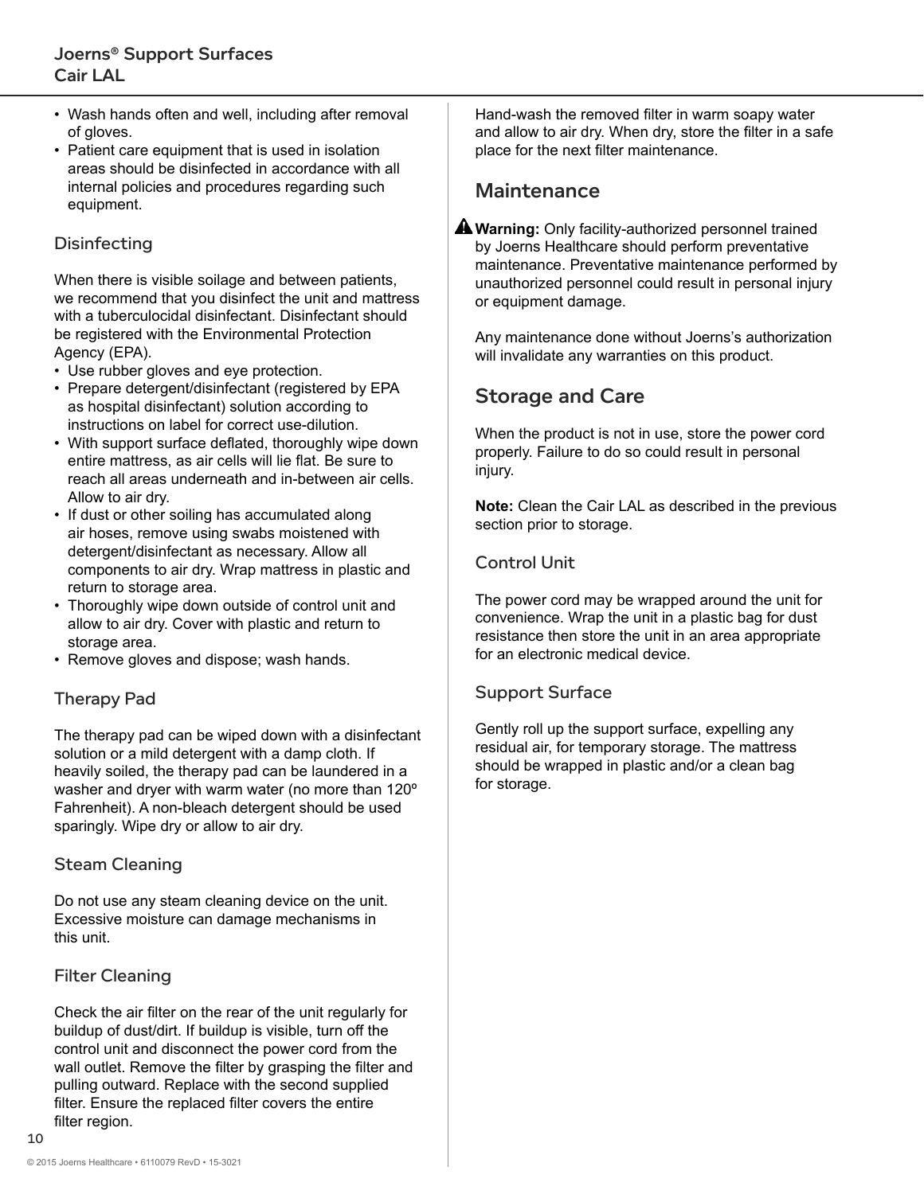- Wash hands often and well, including after removal of gloves.
- Patient care equipment that is used in isolation areas should be disinfected in accordance with all internal policies and procedures regarding such equipment.

### Disinfecting

When there is visible soilage and between patients, we recommend that you disinfect the unit and mattress with a tuberculocidal disinfectant. Disinfectant should be registered with the Environmental Protection Agency (EPA).

- Use rubber gloves and eye protection.
- Prepare detergent/disinfectant (registered by EPA as hospital disinfectant) solution according to instructions on label for correct use-dilution.
- With support surface deflated, thoroughly wipe down entire mattress, as air cells will lie flat. Be sure to reach all areas underneath and in-between air cells. Allow to air dry.
- If dust or other soiling has accumulated along air hoses, remove using swabs moistened with detergent/disinfectant as necessary. Allow all components to air dry. Wrap mattress in plastic and return to storage area.
- Thoroughly wipe down outside of control unit and allow to air dry. Cover with plastic and return to storage area.
- Remove gloves and dispose; wash hands.

### Therapy Pad

The therapy pad can be wiped down with a disinfectant solution or a mild detergent with a damp cloth. If heavily soiled, the therapy pad can be laundered in a washer and dryer with warm water (no more than 120º Fahrenheit). A non-bleach detergent should be used sparingly. Wipe dry or allow to air dry.

### Steam Cleaning

Do not use any steam cleaning device on the unit. Excessive moisture can damage mechanisms in this unit.

### Filter Cleaning

Check the air filter on the rear of the unit regularly for buildup of dust/dirt. If buildup is visible, turn off the control unit and disconnect the power cord from the wall outlet. Remove the filter by grasping the filter and pulling outward. Replace with the second supplied filter. Ensure the replaced filter covers the entire filter region.

Hand-wash the removed filter in warm soapy water and allow to air dry. When dry, store the filter in a safe place for the next filter maintenance.

## Maintenance

⚠ **Warning:** Only facility-authorized personnel trained by Joerns Healthcare should perform preventative maintenance. Preventative maintenance performed by unauthorized personnel could result in personal injury or equipment damage.

Any maintenance done without Joerns's authorization will invalidate any warranties on this product.

## Storage and Care

When the product is not in use, store the power cord properly. Failure to do so could result in personal injury.

**Note:** Clean the Cair LAL as described in the previous section prior to storage.

### Control Unit

The power cord may be wrapped around the unit for convenience. Wrap the unit in a plastic bag for dust resistance then store the unit in an area appropriate for an electronic medical device.

### Support Surface

Gently roll up the support surface, expelling any residual air, for temporary storage. The mattress should be wrapped in plastic and/or a clean bag for storage.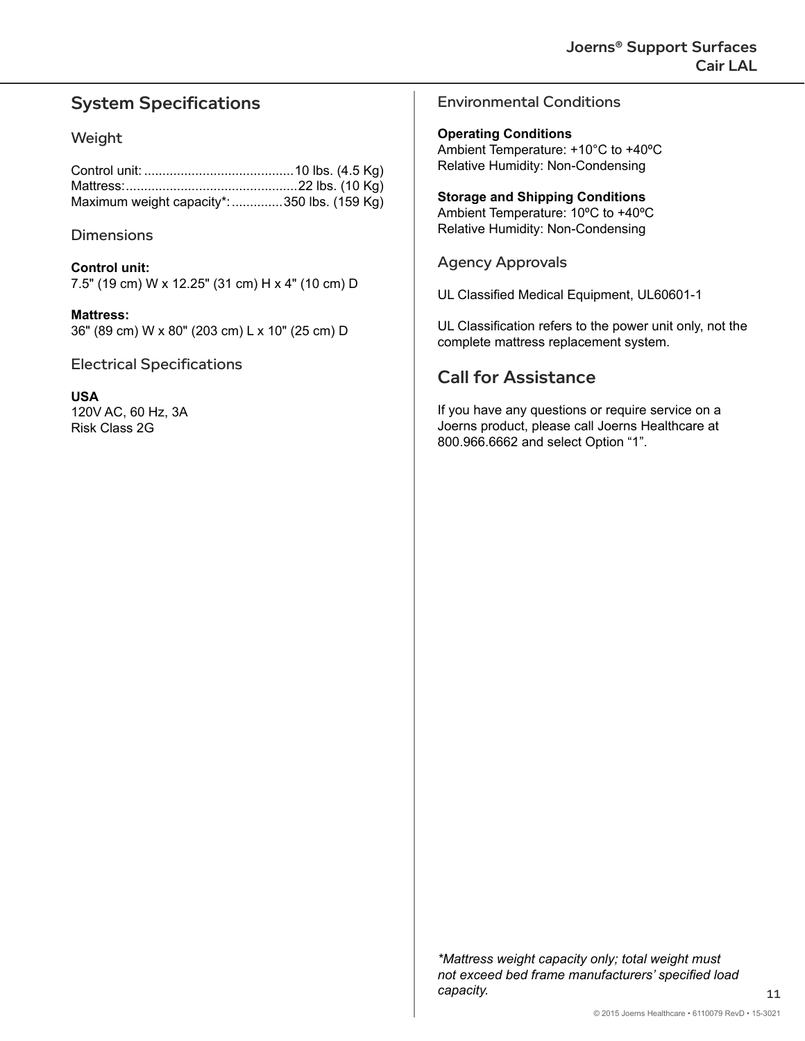## System Specifications

### Weight

Control unit: ........................................10 lbs. (4.5 Kg)
Mattress:..............................................22 lbs. (10 Kg)
Maximum weight capacity*: .............350 lbs. (159 Kg)

### Dimensions

**Control unit:**
7.5" (19 cm) W x 12.25" (31 cm) H x 4" (10 cm) D

**Mattress:**
36" (89 cm) W x 80" (203 cm) L x 10" (25 cm) D

### Electrical Specifications

**USA**
120V AC, 60 Hz, 3A
Risk Class 2G

### Environmental Conditions

**Operating Conditions**
Ambient Temperature: +10°C to +40ºC
Relative Humidity: Non-Condensing

**Storage and Shipping Conditions**
Ambient Temperature: 10ºC to +40ºC
Relative Humidity: Non-Condensing

### Agency Approvals

UL Classified Medical Equipment, UL60601-1

UL Classification refers to the power unit only, not the complete mattress replacement system.

## Call for Assistance

If you have any questions or require service on a Joerns product, please call Joerns Healthcare at 800.966.6662 and select Option "1".

*\*Mattress weight capacity only; total weight must not exceed bed frame manufacturers' specified load capacity.*

© 2015 Joerns Healthcare • 6110079 RevD • 15-3021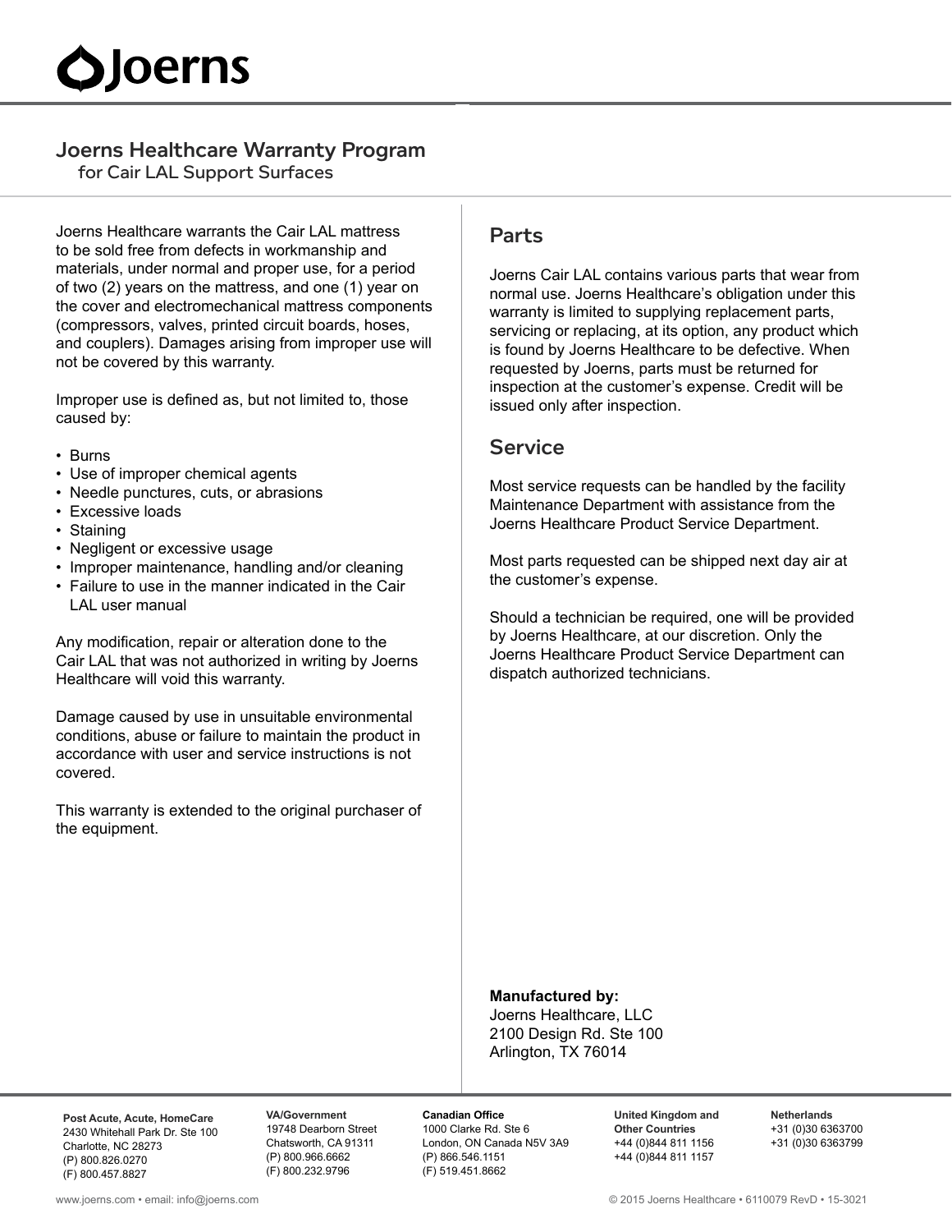Joerns

# Joerns Healthcare Warranty Program

## for Cair LAL Support Surfaces

Joerns Healthcare warrants the Cair LAL mattress to be sold free from defects in workmanship and materials, under normal and proper use, for a period of two (2) years on the mattress, and one (1) year on the cover and electromechanical mattress components (compressors, valves, printed circuit boards, hoses, and couplers). Damages arising from improper use will not be covered by this warranty.

Improper use is defined as, but not limited to, those caused by:

- Burns
- Use of improper chemical agents
- Needle punctures, cuts, or abrasions
- Excessive loads
- Staining
- Negligent or excessive usage
- Improper maintenance, handling and/or cleaning
- Failure to use in the manner indicated in the Cair LAL user manual

Any modification, repair or alteration done to the Cair LAL that was not authorized in writing by Joerns Healthcare will void this warranty.

Damage caused by use in unsuitable environmental conditions, abuse or failure to maintain the product in accordance with user and service instructions is not covered.

This warranty is extended to the original purchaser of the equipment.

## Parts

Joerns Cair LAL contains various parts that wear from normal use. Joerns Healthcare's obligation under this warranty is limited to supplying replacement parts, servicing or replacing, at its option, any product which is found by Joerns Healthcare to be defective. When requested by Joerns, parts must be returned for inspection at the customer's expense. Credit will be issued only after inspection.

## Service

Most service requests can be handled by the facility Maintenance Department with assistance from the Joerns Healthcare Product Service Department.

Most parts requested can be shipped next day air at the customer's expense.

Should a technician be required, one will be provided by Joerns Healthcare, at our discretion. Only the Joerns Healthcare Product Service Department can dispatch authorized technicians.

**Manufactured by:**
Joerns Healthcare, LLC
2100 Design Rd. Ste 100
Arlington, TX 76014

**Post Acute, Acute, HomeCare**
2430 Whitehall Park Dr. Ste 100
Charlotte, NC 28273
(P) 800.826.0270
(F) 800.457.8827

**VA/Government**
19748 Dearborn Street
Chatsworth, CA 91311
(P) 800.966.6662
(F) 800.232.9796

**Canadian Office**
1000 Clarke Rd. Ste 6
London, ON Canada N5V 3A9
(P) 866.546.1151
(F) 519.451.8662

**United Kingdom and Other Countries**
+44 (0)844 811 1156
+44 (0)844 811 1157

**Netherlands**
+31 (0)30 6363700
+31 (0)30 6363799

www.joerns.com • email: info@joerns.com

© 2015 Joerns Healthcare • 6110079 RevD • 15-3021